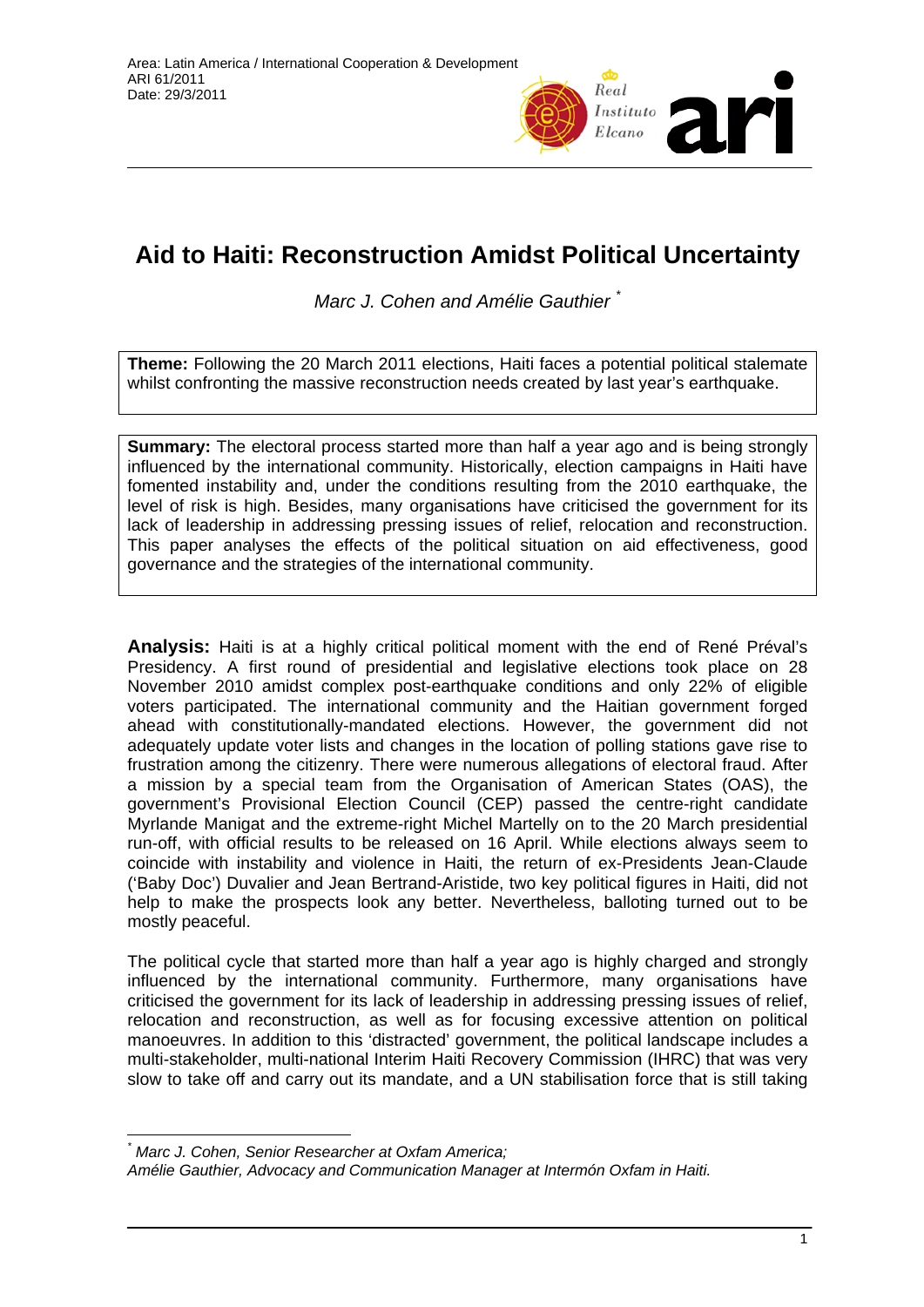Area: Latin America / International Cooperation & Development
ARI 61/2011
Date: 29/3/2011

# Aid to Haiti: Reconstruction Amidst Political Uncertainty

*Marc J. Cohen and Amélie Gauthier* *

**Theme:** Following the 20 March 2011 elections, Haiti faces a potential political stalemate whilst confronting the massive reconstruction needs created by last year's earthquake.

**Summary:** The electoral process started more than half a year ago and is being strongly influenced by the international community. Historically, election campaigns in Haiti have fomented instability and, under the conditions resulting from the 2010 earthquake, the level of risk is high. Besides, many organisations have criticised the government for its lack of leadership in addressing pressing issues of relief, relocation and reconstruction. This paper analyses the effects of the political situation on aid effectiveness, good governance and the strategies of the international community.

**Analysis:** Haiti is at a highly critical political moment with the end of René Préval's Presidency. A first round of presidential and legislative elections took place on 28 November 2010 amidst complex post-earthquake conditions and only 22% of eligible voters participated. The international community and the Haitian government forged ahead with constitutionally-mandated elections. However, the government did not adequately update voter lists and changes in the location of polling stations gave rise to frustration among the citizenry. There were numerous allegations of electoral fraud. After a mission by a special team from the Organisation of American States (OAS), the government's Provisional Election Council (CEP) passed the centre-right candidate Myrlande Manigat and the extreme-right Michel Martelly on to the 20 March presidential run-off, with official results to be released on 16 April. While elections always seem to coincide with instability and violence in Haiti, the return of ex-Presidents Jean-Claude ('Baby Doc') Duvalier and Jean Bertrand-Aristide, two key political figures in Haiti, did not help to make the prospects look any better. Nevertheless, balloting turned out to be mostly peaceful.

The political cycle that started more than half a year ago is highly charged and strongly influenced by the international community. Furthermore, many organisations have criticised the government for its lack of leadership in addressing pressing issues of relief, relocation and reconstruction, as well as for focusing excessive attention on political manoeuvres. In addition to this 'distracted' government, the political landscape includes a multi-stakeholder, multi-national Interim Haiti Recovery Commission (IHRC) that was very slow to take off and carry out its mandate, and a UN stabilisation force that is still taking

---

* *Marc J. Cohen, Senior Researcher at Oxfam America;*
*Amélie Gauthier, Advocacy and Communication Manager at Intermón Oxfam in Haiti.*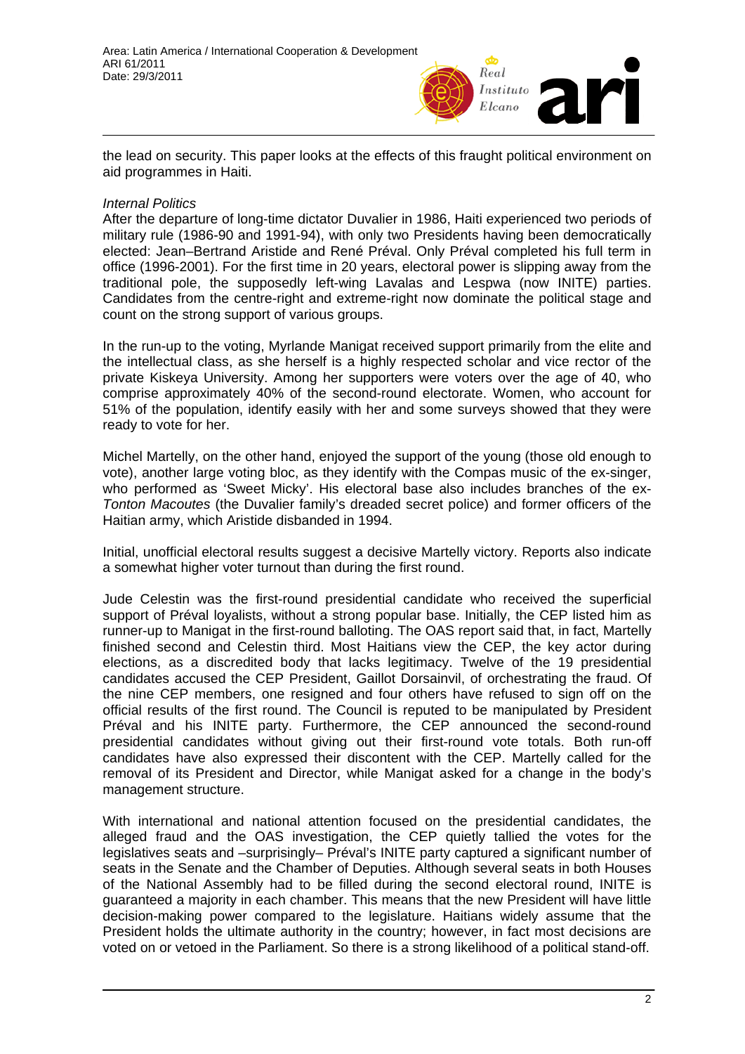the lead on security. This paper looks at the effects of this fraught political environment on aid programmes in Haiti.

*Internal Politics*

After the departure of long-time dictator Duvalier in 1986, Haiti experienced two periods of military rule (1986-90 and 1991-94), with only two Presidents having been democratically elected: Jean–Bertrand Aristide and René Préval. Only Préval completed his full term in office (1996-2001). For the first time in 20 years, electoral power is slipping away from the traditional pole, the supposedly left-wing Lavalas and Lespwa (now INITE) parties. Candidates from the centre-right and extreme-right now dominate the political stage and count on the strong support of various groups.

In the run-up to the voting, Myrlande Manigat received support primarily from the elite and the intellectual class, as she herself is a highly respected scholar and vice rector of the private Kiskeya University. Among her supporters were voters over the age of 40, who comprise approximately 40% of the second-round electorate. Women, who account for 51% of the population, identify easily with her and some surveys showed that they were ready to vote for her.

Michel Martelly, on the other hand, enjoyed the support of the young (those old enough to vote), another large voting bloc, as they identify with the Compas music of the ex-singer, who performed as 'Sweet Micky'. His electoral base also includes branches of the ex-*Tonton Macoutes* (the Duvalier family's dreaded secret police) and former officers of the Haitian army, which Aristide disbanded in 1994.

Initial, unofficial electoral results suggest a decisive Martelly victory. Reports also indicate a somewhat higher voter turnout than during the first round.

Jude Celestin was the first-round presidential candidate who received the superficial support of Préval loyalists, without a strong popular base. Initially, the CEP listed him as runner-up to Manigat in the first-round balloting. The OAS report said that, in fact, Martelly finished second and Celestin third. Most Haitians view the CEP, the key actor during elections, as a discredited body that lacks legitimacy. Twelve of the 19 presidential candidates accused the CEP President, Gaillot Dorsainvil, of orchestrating the fraud. Of the nine CEP members, one resigned and four others have refused to sign off on the official results of the first round. The Council is reputed to be manipulated by President Préval and his INITE party. Furthermore, the CEP announced the second-round presidential candidates without giving out their first-round vote totals. Both run-off candidates have also expressed their discontent with the CEP. Martelly called for the removal of its President and Director, while Manigat asked for a change in the body's management structure.

With international and national attention focused on the presidential candidates, the alleged fraud and the OAS investigation, the CEP quietly tallied the votes for the legislatives seats and –surprisingly– Préval's INITE party captured a significant number of seats in the Senate and the Chamber of Deputies. Although several seats in both Houses of the National Assembly had to be filled during the second electoral round, INITE is guaranteed a majority in each chamber. This means that the new President will have little decision-making power compared to the legislature. Haitians widely assume that the President holds the ultimate authority in the country; however, in fact most decisions are voted on or vetoed in the Parliament. So there is a strong likelihood of a political stand-off.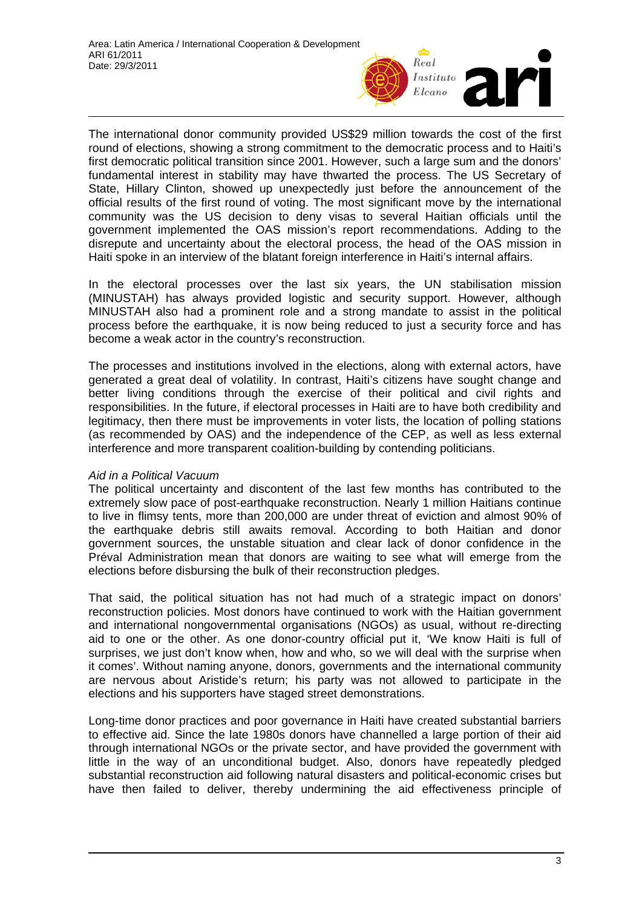The international donor community provided US$29 million towards the cost of the first round of elections, showing a strong commitment to the democratic process and to Haiti's first democratic political transition since 2001. However, such a large sum and the donors' fundamental interest in stability may have thwarted the process. The US Secretary of State, Hillary Clinton, showed up unexpectedly just before the announcement of the official results of the first round of voting. The most significant move by the international community was the US decision to deny visas to several Haitian officials until the government implemented the OAS mission's report recommendations. Adding to the disrepute and uncertainty about the electoral process, the head of the OAS mission in Haiti spoke in an interview of the blatant foreign interference in Haiti's internal affairs.

In the electoral processes over the last six years, the UN stabilisation mission (MINUSTAH) has always provided logistic and security support. However, although MINUSTAH also had a prominent role and a strong mandate to assist in the political process before the earthquake, it is now being reduced to just a security force and has become a weak actor in the country's reconstruction.

The processes and institutions involved in the elections, along with external actors, have generated a great deal of volatility. In contrast, Haiti's citizens have sought change and better living conditions through the exercise of their political and civil rights and responsibilities. In the future, if electoral processes in Haiti are to have both credibility and legitimacy, then there must be improvements in voter lists, the location of polling stations (as recommended by OAS) and the independence of the CEP, as well as less external interference and more transparent coalition-building by contending politicians.

*Aid in a Political Vacuum*

The political uncertainty and discontent of the last few months has contributed to the extremely slow pace of post-earthquake reconstruction. Nearly 1 million Haitians continue to live in flimsy tents, more than 200,000 are under threat of eviction and almost 90% of the earthquake debris still awaits removal. According to both Haitian and donor government sources, the unstable situation and clear lack of donor confidence in the Préval Administration mean that donors are waiting to see what will emerge from the elections before disbursing the bulk of their reconstruction pledges.

That said, the political situation has not had much of a strategic impact on donors' reconstruction policies. Most donors have continued to work with the Haitian government and international nongovernmental organisations (NGOs) as usual, without re-directing aid to one or the other. As one donor-country official put it, 'We know Haiti is full of surprises, we just don't know when, how and who, so we will deal with the surprise when it comes'. Without naming anyone, donors, governments and the international community are nervous about Aristide's return; his party was not allowed to participate in the elections and his supporters have staged street demonstrations.

Long-time donor practices and poor governance in Haiti have created substantial barriers to effective aid. Since the late 1980s donors have channelled a large portion of their aid through international NGOs or the private sector, and have provided the government with little in the way of an unconditional budget. Also, donors have repeatedly pledged substantial reconstruction aid following natural disasters and political-economic crises but have then failed to deliver, thereby undermining the aid effectiveness principle of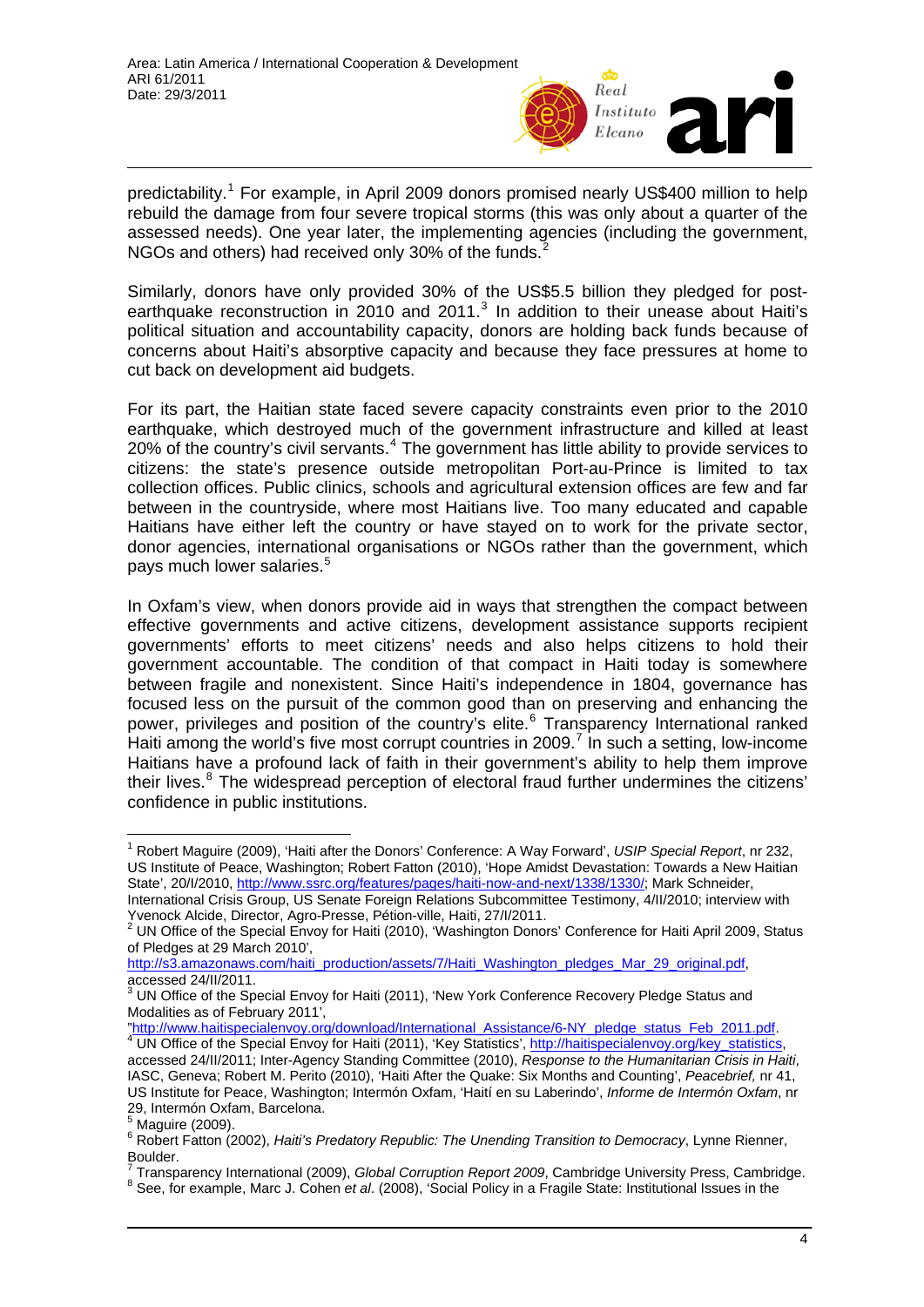predictability.[1] For example, in April 2009 donors promised nearly US$400 million to help rebuild the damage from four severe tropical storms (this was only about a quarter of the assessed needs). One year later, the implementing agencies (including the government, NGOs and others) had received only 30% of the funds.[2]

Similarly, donors have only provided 30% of the US$5.5 billion they pledged for post-earthquake reconstruction in 2010 and 2011.[3] In addition to their unease about Haiti's political situation and accountability capacity, donors are holding back funds because of concerns about Haiti's absorptive capacity and because they face pressures at home to cut back on development aid budgets.

For its part, the Haitian state faced severe capacity constraints even prior to the 2010 earthquake, which destroyed much of the government infrastructure and killed at least 20% of the country's civil servants.[4] The government has little ability to provide services to citizens: the state's presence outside metropolitan Port-au-Prince is limited to tax collection offices. Public clinics, schools and agricultural extension offices are few and far between in the countryside, where most Haitians live. Too many educated and capable Haitians have either left the country or have stayed on to work for the private sector, donor agencies, international organisations or NGOs rather than the government, which pays much lower salaries.[5]

In Oxfam's view, when donors provide aid in ways that strengthen the compact between effective governments and active citizens, development assistance supports recipient governments' efforts to meet citizens' needs and also helps citizens to hold their government accountable. The condition of that compact in Haiti today is somewhere between fragile and nonexistent. Since Haiti's independence in 1804, governance has focused less on the pursuit of the common good than on preserving and enhancing the power, privileges and position of the country's elite.[6] Transparency International ranked Haiti among the world's five most corrupt countries in 2009.[7] In such a setting, low-income Haitians have a profound lack of faith in their government's ability to help them improve their lives.[8] The widespread perception of electoral fraud further undermines the citizens' confidence in public institutions.

---

[1] Robert Maguire (2009), 'Haiti after the Donors' Conference: A Way Forward', *USIP Special Report*, nr 232, US Institute of Peace, Washington; Robert Fatton (2010), 'Hope Amidst Devastation: Towards a New Haitian State', 20/I/2010, http://www.ssrc.org/features/pages/haiti-now-and-next/1338/1330/; Mark Schneider, International Crisis Group, US Senate Foreign Relations Subcommittee Testimony, 4/II/2010; interview with Yvenock Alcide, Director, Agro-Presse, Pétion-ville, Haiti, 27/I/2011.

[2] UN Office of the Special Envoy for Haiti (2010), 'Washington Donors' Conference for Haiti April 2009, Status of Pledges at 29 March 2010', http://s3.amazonaws.com/haiti_production/assets/7/Haiti_Washington_pledges_Mar_29_original.pdf, accessed 24/II/2011.

[3] UN Office of the Special Envoy for Haiti (2011), 'New York Conference Recovery Pledge Status and Modalities as of February 2011', "http://www.haitispecialenvoy.org/download/International_Assistance/6-NY_pledge_status_Feb_2011.pdf.

[4] UN Office of the Special Envoy for Haiti (2011), 'Key Statistics', http://haitispecialenvoy.org/key_statistics, accessed 24/II/2011; Inter-Agency Standing Committee (2010), *Response to the Humanitarian Crisis in Haiti*, IASC, Geneva; Robert M. Perito (2010), 'Haiti After the Quake: Six Months and Counting', *Peacebrief,* nr 41, US Institute for Peace, Washington; Intermón Oxfam, 'Haití en su Laberindo', *Informe de Intermón Oxfam*, nr 29, Intermón Oxfam, Barcelona.

[5] Maguire (2009).

[6] Robert Fatton (2002), *Haiti's Predatory Republic: The Unending Transition to Democracy*, Lynne Rienner, Boulder.

[7] Transparency International (2009), *Global Corruption Report 2009*, Cambridge University Press, Cambridge.

[8] See, for example, Marc J. Cohen *et al*. (2008), 'Social Policy in a Fragile State: Institutional Issues in the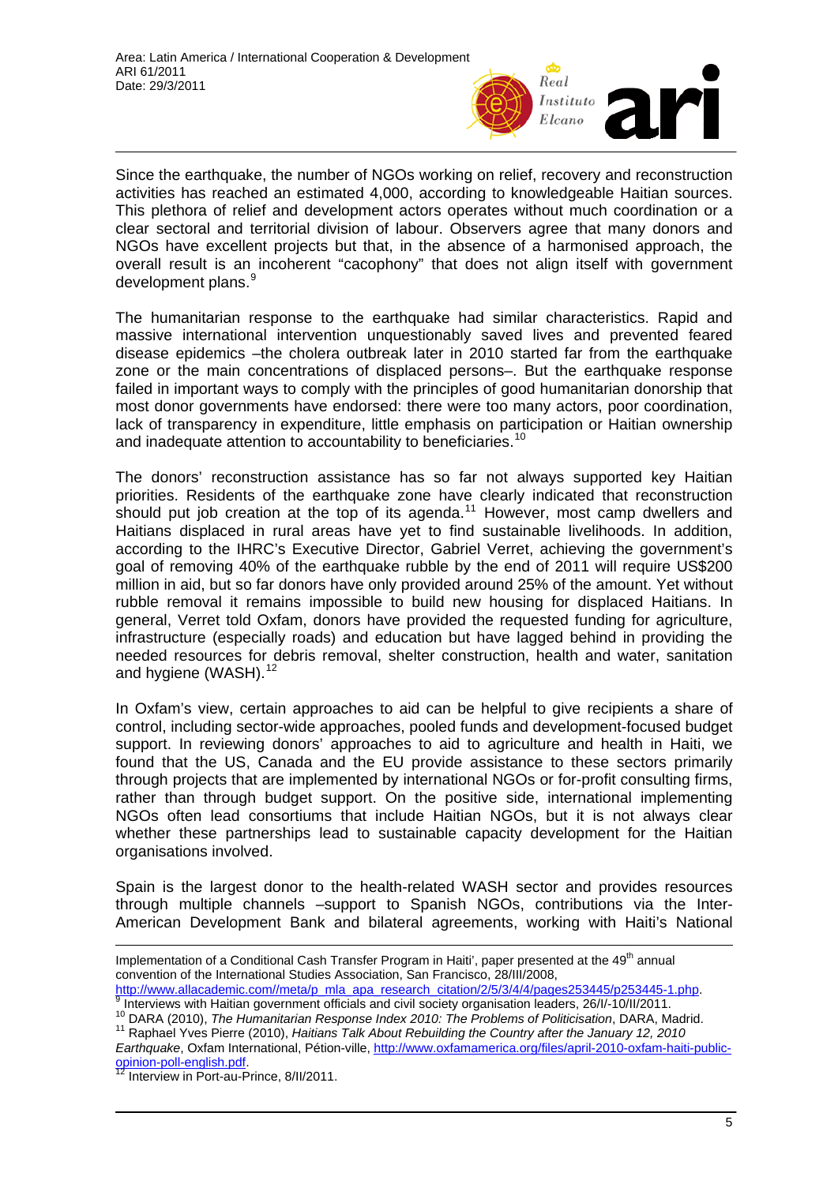Since the earthquake, the number of NGOs working on relief, recovery and reconstruction activities has reached an estimated 4,000, according to knowledgeable Haitian sources. This plethora of relief and development actors operates without much coordination or a clear sectoral and territorial division of labour. Observers agree that many donors and NGOs have excellent projects but that, in the absence of a harmonised approach, the overall result is an incoherent "cacophony" that does not align itself with government development plans.[9]

The humanitarian response to the earthquake had similar characteristics. Rapid and massive international intervention unquestionably saved lives and prevented feared disease epidemics –the cholera outbreak later in 2010 started far from the earthquake zone or the main concentrations of displaced persons–. But the earthquake response failed in important ways to comply with the principles of good humanitarian donorship that most donor governments have endorsed: there were too many actors, poor coordination, lack of transparency in expenditure, little emphasis on participation or Haitian ownership and inadequate attention to accountability to beneficiaries.[10]

The donors' reconstruction assistance has so far not always supported key Haitian priorities. Residents of the earthquake zone have clearly indicated that reconstruction should put job creation at the top of its agenda.[11] However, most camp dwellers and Haitians displaced in rural areas have yet to find sustainable livelihoods. In addition, according to the IHRC's Executive Director, Gabriel Verret, achieving the government's goal of removing 40% of the earthquake rubble by the end of 2011 will require US$200 million in aid, but so far donors have only provided around 25% of the amount. Yet without rubble removal it remains impossible to build new housing for displaced Haitians. In general, Verret told Oxfam, donors have provided the requested funding for agriculture, infrastructure (especially roads) and education but have lagged behind in providing the needed resources for debris removal, shelter construction, health and water, sanitation and hygiene (WASH).[12]

In Oxfam's view, certain approaches to aid can be helpful to give recipients a share of control, including sector-wide approaches, pooled funds and development-focused budget support. In reviewing donors' approaches to aid to agriculture and health in Haiti, we found that the US, Canada and the EU provide assistance to these sectors primarily through projects that are implemented by international NGOs or for-profit consulting firms, rather than through budget support. On the positive side, international implementing NGOs often lead consortiums that include Haitian NGOs, but it is not always clear whether these partnerships lead to sustainable capacity development for the Haitian organisations involved.

Spain is the largest donor to the health-related WASH sector and provides resources through multiple channels –support to Spanish NGOs, contributions via the Inter-American Development Bank and bilateral agreements, working with Haiti's National

---

Implementation of a Conditional Cash Transfer Program in Haiti', paper presented at the 49th annual convention of the International Studies Association, San Francisco, 28/III/2008, http://www.allacademic.com//meta/p_mla_apa_research_citation/2/5/3/4/4/pages253445/p253445-1.php.

[9] Interviews with Haitian government officials and civil society organisation leaders, 26/I/-10/II/2011.

[10] DARA (2010), *The Humanitarian Response Index 2010: The Problems of Politicisation*, DARA, Madrid.

[11] Raphael Yves Pierre (2010), *Haitians Talk About Rebuilding the Country after the January 12, 2010 Earthquake*, Oxfam International, Pétion-ville, http://www.oxfamamerica.org/files/april-2010-oxfam-haiti-public-opinion-poll-english.pdf.

[12] Interview in Port-au-Prince, 8/II/2011.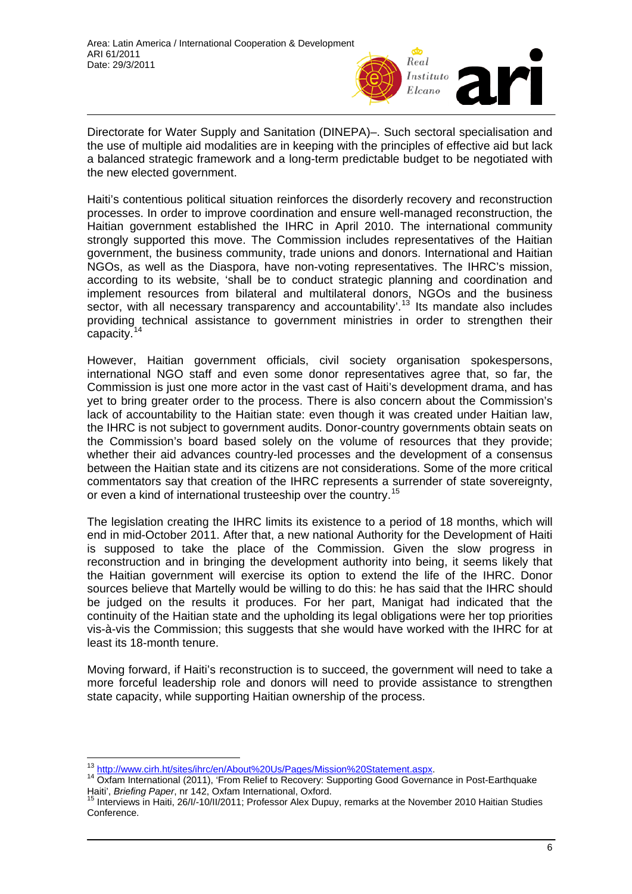Directorate for Water Supply and Sanitation (DINEPA)–. Such sectoral specialisation and the use of multiple aid modalities are in keeping with the principles of effective aid but lack a balanced strategic framework and a long-term predictable budget to be negotiated with the new elected government.

Haiti's contentious political situation reinforces the disorderly recovery and reconstruction processes. In order to improve coordination and ensure well-managed reconstruction, the Haitian government established the IHRC in April 2010. The international community strongly supported this move. The Commission includes representatives of the Haitian government, the business community, trade unions and donors. International and Haitian NGOs, as well as the Diaspora, have non-voting representatives. The IHRC's mission, according to its website, 'shall be to conduct strategic planning and coordination and implement resources from bilateral and multilateral donors, NGOs and the business sector, with all necessary transparency and accountability'.[13] Its mandate also includes providing technical assistance to government ministries in order to strengthen their capacity.[14]

However, Haitian government officials, civil society organisation spokespersons, international NGO staff and even some donor representatives agree that, so far, the Commission is just one more actor in the vast cast of Haiti's development drama, and has yet to bring greater order to the process. There is also concern about the Commission's lack of accountability to the Haitian state: even though it was created under Haitian law, the IHRC is not subject to government audits. Donor-country governments obtain seats on the Commission's board based solely on the volume of resources that they provide; whether their aid advances country-led processes and the development of a consensus between the Haitian state and its citizens are not considerations. Some of the more critical commentators say that creation of the IHRC represents a surrender of state sovereignty, or even a kind of international trusteeship over the country.[15]

The legislation creating the IHRC limits its existence to a period of 18 months, which will end in mid-October 2011. After that, a new national Authority for the Development of Haiti is supposed to take the place of the Commission. Given the slow progress in reconstruction and in bringing the development authority into being, it seems likely that the Haitian government will exercise its option to extend the life of the IHRC. Donor sources believe that Martelly would be willing to do this: he has said that the IHRC should be judged on the results it produces. For her part, Manigat had indicated that the continuity of the Haitian state and the upholding its legal obligations were her top priorities vis-à-vis the Commission; this suggests that she would have worked with the IHRC for at least its 18-month tenure.

Moving forward, if Haiti's reconstruction is to succeed, the government will need to take a more forceful leadership role and donors will need to provide assistance to strengthen state capacity, while supporting Haitian ownership of the process.

---

[13] http://www.cirh.ht/sites/ihrc/en/About%20Us/Pages/Mission%20Statement.aspx.

[14] Oxfam International (2011), 'From Relief to Recovery: Supporting Good Governance in Post-Earthquake Haiti', *Briefing Paper*, nr 142, Oxfam International, Oxford.

[15] Interviews in Haiti, 26/I/-10/II/2011; Professor Alex Dupuy, remarks at the November 2010 Haitian Studies Conference.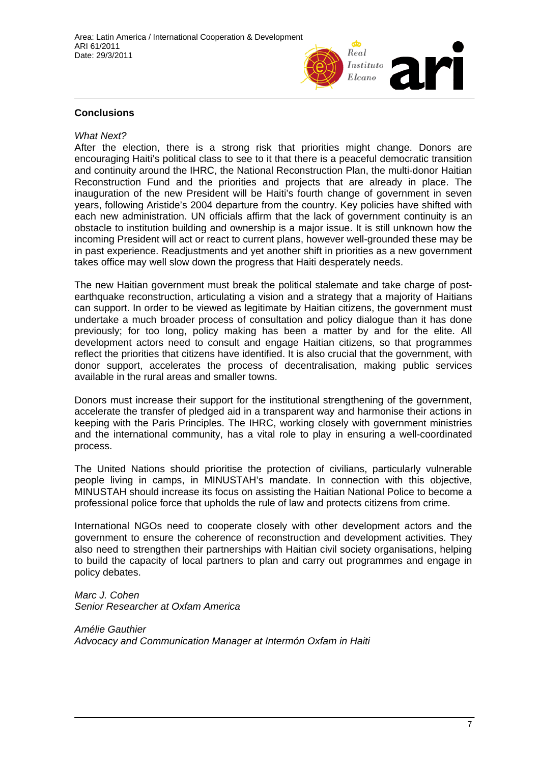## Conclusions

*What Next?*

After the election, there is a strong risk that priorities might change. Donors are encouraging Haiti's political class to see to it that there is a peaceful democratic transition and continuity around the IHRC, the National Reconstruction Plan, the multi-donor Haitian Reconstruction Fund and the priorities and projects that are already in place. The inauguration of the new President will be Haiti's fourth change of government in seven years, following Aristide's 2004 departure from the country. Key policies have shifted with each new administration. UN officials affirm that the lack of government continuity is an obstacle to institution building and ownership is a major issue. It is still unknown how the incoming President will act or react to current plans, however well-grounded these may be in past experience. Readjustments and yet another shift in priorities as a new government takes office may well slow down the progress that Haiti desperately needs.

The new Haitian government must break the political stalemate and take charge of post-earthquake reconstruction, articulating a vision and a strategy that a majority of Haitians can support. In order to be viewed as legitimate by Haitian citizens, the government must undertake a much broader process of consultation and policy dialogue than it has done previously; for too long, policy making has been a matter by and for the elite. All development actors need to consult and engage Haitian citizens, so that programmes reflect the priorities that citizens have identified. It is also crucial that the government, with donor support, accelerates the process of decentralisation, making public services available in the rural areas and smaller towns.

Donors must increase their support for the institutional strengthening of the government, accelerate the transfer of pledged aid in a transparent way and harmonise their actions in keeping with the Paris Principles. The IHRC, working closely with government ministries and the international community, has a vital role to play in ensuring a well-coordinated process.

The United Nations should prioritise the protection of civilians, particularly vulnerable people living in camps, in MINUSTAH's mandate. In connection with this objective, MINUSTAH should increase its focus on assisting the Haitian National Police to become a professional police force that upholds the rule of law and protects citizens from crime.

International NGOs need to cooperate closely with other development actors and the government to ensure the coherence of reconstruction and development activities. They also need to strengthen their partnerships with Haitian civil society organisations, helping to build the capacity of local partners to plan and carry out programmes and engage in policy debates.

*Marc J. Cohen*
*Senior Researcher at Oxfam America*

*Amélie Gauthier*
*Advocacy and Communication Manager at Intermón Oxfam in Haiti*